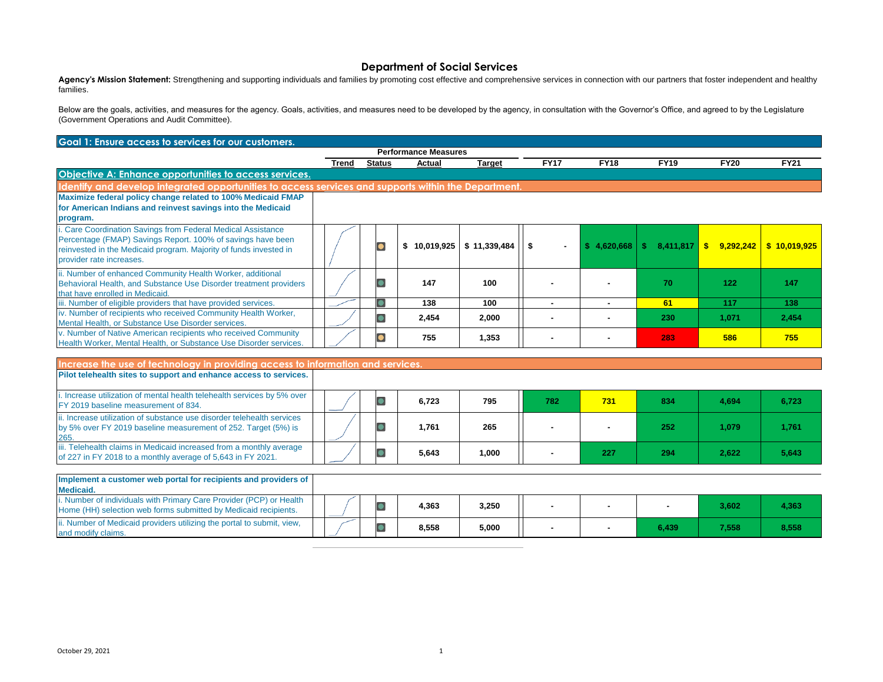# Department of Social Services

**Agency's Mission Statement:** Strengthening and supporting individuals and families by promoting cost effective and comprehensive services in connection with our partners that foster independent and healthy families.

Below are the goals, activities, and measures for the agency. Goals, activities, and measures need to be developed by the agency, in consultation with the Governor's Office, and agreed to by the Legislature (Government Operations and Audit Committee).

## Goal 1: Ensure access to services for our customers.

| | Trend | Status | Actual | Target | FY17 | FY18 | FY19 | FY20 | FY21 |
|---|---|---|---|---|---|---|---|---|---|
| **Objective A: Enhance opportunities to access services.** | | | | | | | | | |
| **Identify and develop integrated opportunities to access services and supports within the Department.** | | | | | | | | | |
| **Maximize federal policy change related to 100% Medicaid FMAP for American Indians and reinvest savings into the Medicaid program.** | | | | | | | | | |
| i. Care Coordination Savings from Federal Medical Assistance Percentage (FMAP) Savings Report. 100% of savings have been reinvested in the Medicaid program. Majority of funds invested in provider rate increases. | | | $ 10,019,925 | $ 11,339,484 | $ - | $ 4,620,668 | $ 8,411,817 | $ 9,292,242 | $ 10,019,925 |
| ii. Number of enhanced Community Health Worker, additional Behavioral Health, and Substance Use Disorder treatment providers that have enrolled in Medicaid. | | | 147 | 100 | - | - | 70 | 122 | 147 |
| iii. Number of eligible providers that have provided services. | | | 138 | 100 | - | - | 61 | 117 | 138 |
| iv. Number of recipients who received Community Health Worker, Mental Health, or Substance Use Disorder services. | | | 2,454 | 2,000 | - | - | 230 | 1,071 | 2,454 |
| v. Number of Native American recipients who received Community Health Worker, Mental Health, or Substance Use Disorder services. | | | 755 | 1,353 | - | - | 283 | 586 | 755 |
| **Increase the use of technology in providing access to information and services.** | | | | | | | | | |
| **Pilot telehealth sites to support and enhance access to services.** | | | | | | | | | |
| i. Increase utilization of mental health telehealth services by 5% over FY 2019 baseline measurement of 834. | | | 6,723 | 795 | 782 | 731 | 834 | 4,694 | 6,723 |
| ii. Increase utilization of substance use disorder telehealth services by 5% over FY 2019 baseline measurement of 252. Target (5%) is 265. | | | 1,761 | 265 | - | - | 252 | 1,079 | 1,761 |
| iii. Telehealth claims in Medicaid increased from a monthly average of 227 in FY 2018 to a monthly average of 5,643 in FY 2021. | | | 5,643 | 1,000 | - | 227 | 294 | 2,622 | 5,643 |
| **Implement a customer web portal for recipients and providers of Medicaid.** | | | | | | | | | |
| i. Number of individuals with Primary Care Provider (PCP) or Health Home (HH) selection web forms submitted by Medicaid recipients. | | | 4,363 | 3,250 | - | - | - | 3,602 | 4,363 |
| ii. Number of Medicaid providers utilizing the portal to submit, view, and modify claims. | | | 8,558 | 5,000 | - | - | 6,439 | 7,558 | 8,558 |

October 29, 2021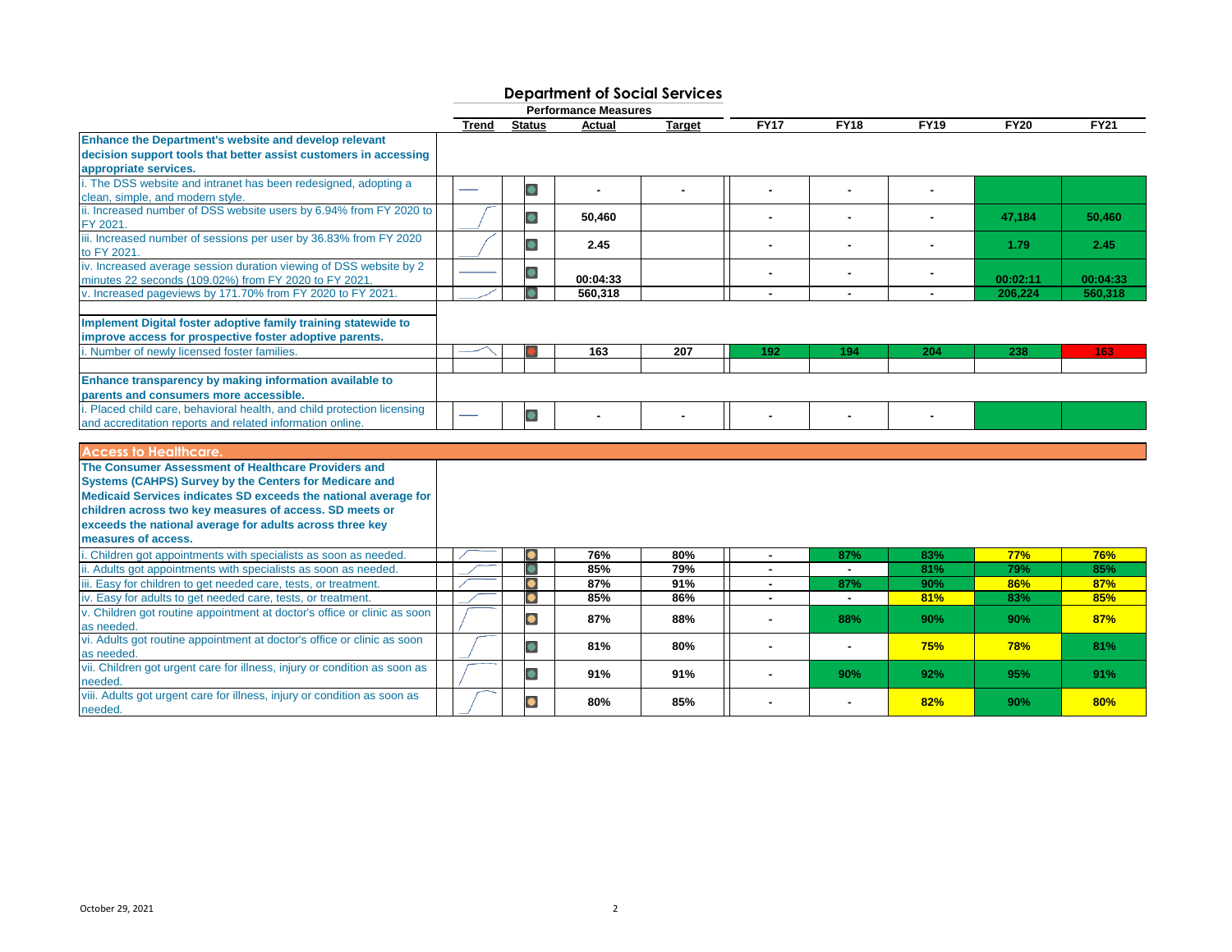## Department of Social Services

| | Trend | Status | Actual | Target | FY17 | FY18 | FY19 | FY20 | FY21 |
|---|---|---|---|---|---|---|---|---|---|
| **Enhance the Department's website and develop relevant decision support tools that better assist customers in accessing appropriate services.** | | | | | | | | | |
| i. The DSS website and intranet has been redesigned, adopting a clean, simple, and modern style. | | | - | - | - | - | - | | |
| ii. Increased number of DSS website users by 6.94% from FY 2020 to FY 2021. | | | 50,460 | | - | - | - | 47,184 | 50,460 |
| iii. Increased number of sessions per user by 36.83% from FY 2020 to FY 2021. | | | 2.45 | | - | - | - | 1.79 | 2.45 |
| iv. Increased average session duration viewing of DSS website by 2 minutes 22 seconds (109.02%) from FY 2020 to FY 2021. | | | 00:04:33 | | - | - | - | 00:02:11 | 00:04:33 |
| v. Increased pageviews by 171.70% from FY 2020 to FY 2021. | | | 560,318 | | - | - | - | 206,224 | 560,318 |
| **Implement Digital foster adoptive family training statewide to improve access for prospective foster adoptive parents.** | | | | | | | | | |
| i. Number of newly licensed foster families. | | | 163 | 207 | 192 | 194 | 204 | 238 | 163 |
| **Enhance transparency by making information available to parents and consumers more accessible.** | | | | | | | | | |
| i. Placed child care, behavioral health, and child protection licensing and accreditation reports and related information online. | | | - | - | - | - | - | | |
| **Access to Healthcare.** | | | | | | | | | |
| **The Consumer Assessment of Healthcare Providers and Systems (CAHPS) Survey by the Centers for Medicare and Medicaid Services indicates SD exceeds the national average for children across two key measures of access. SD meets or exceeds the national average for adults across three key measures of access.** | | | | | | | | | |
| i. Children got appointments with specialists as soon as needed. | | | 76% | 80% | - | 87% | 83% | 77% | 76% |
| ii. Adults got appointments with specialists as soon as needed. | | | 85% | 79% | - | - | 81% | 79% | 85% |
| iii. Easy for children to get needed care, tests, or treatment. | | | 87% | 91% | - | 87% | 90% | 86% | 87% |
| iv. Easy for adults to get needed care, tests, or treatment. | | | 85% | 86% | - | - | 81% | 83% | 85% |
| v. Children got routine appointment at doctor's office or clinic as soon as needed. | | | 87% | 88% | - | 88% | 90% | 90% | 87% |
| vi. Adults got routine appointment at doctor's office or clinic as soon as needed. | | | 81% | 80% | - | - | 75% | 78% | 81% |
| vii. Children got urgent care for illness, injury or condition as soon as needed. | | | 91% | 91% | - | 90% | 92% | 95% | 91% |
| viii. Adults got urgent care for illness, injury or condition as soon as needed. | | | 80% | 85% | - | - | 82% | 90% | 80% |

October 29, 2021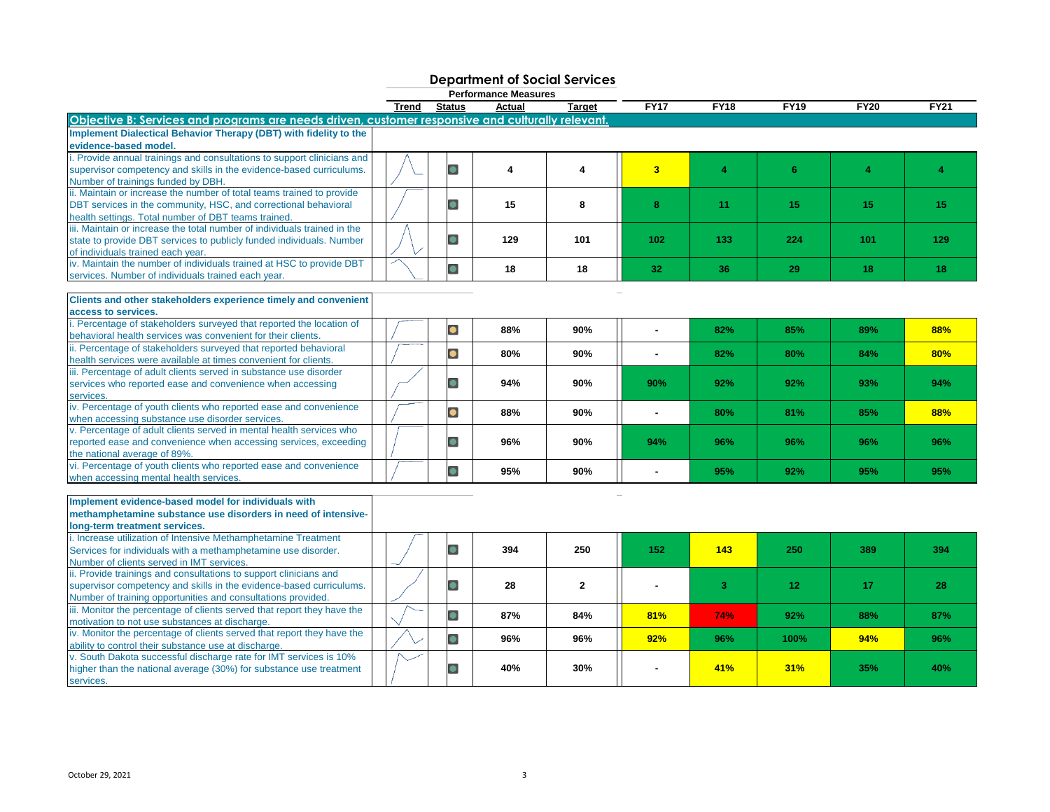# Department of Social Services

**Performance Measures**

| | Trend | Status | Actual | Target | FY17 | FY18 | FY19 | FY20 | FY21 |
|---|---|---|---|---|---|---|---|---|---|
| **Objective B: Services and programs are needs driven, customer responsive and culturally relevant.** | | | | | | | | | |
| **Implement Dialectical Behavior Therapy (DBT) with fidelity to the evidence-based model.** | | | | | | | | | |
| i. Provide annual trainings and consultations to support clinicians and supervisor competency and skills in the evidence-based curriculums. Number of trainings funded by DBH. | | | 4 | 4 | 3 | 4 | 6 | 4 | 4 |
| ii. Maintain or increase the number of total teams trained to provide DBT services in the community, HSC, and correctional behavioral health settings. Total number of DBT teams trained. | | | 15 | 8 | 8 | 11 | 15 | 15 | 15 |
| iii. Maintain or increase the total number of individuals trained in the state to provide DBT services to publicly funded individuals. Number of individuals trained each year. | | | 129 | 101 | 102 | 133 | 224 | 101 | 129 |
| iv. Maintain the number of individuals trained at HSC to provide DBT services. Number of individuals trained each year. | | | 18 | 18 | 32 | 36 | 29 | 18 | 18 |
| **Clients and other stakeholders experience timely and convenient access to services.** | | | | | | | | | |
| i. Percentage of stakeholders surveyed that reported the location of behavioral health services was convenient for their clients. | | | 88% | 90% | - | 82% | 85% | 89% | 88% |
| ii. Percentage of stakeholders surveyed that reported behavioral health services were available at times convenient for clients. | | | 80% | 90% | - | 82% | 80% | 84% | 80% |
| iii. Percentage of adult clients served in substance use disorder services who reported ease and convenience when accessing services. | | | 94% | 90% | 90% | 92% | 92% | 93% | 94% |
| iv. Percentage of youth clients who reported ease and convenience when accessing substance use disorder services. | | | 88% | 90% | - | 80% | 81% | 85% | 88% |
| v. Percentage of adult clients served in mental health services who reported ease and convenience when accessing services, exceeding the national average of 89%. | | | 96% | 90% | 94% | 96% | 96% | 96% | 96% |
| vi. Percentage of youth clients who reported ease and convenience when accessing mental health services. | | | 95% | 90% | - | 95% | 92% | 95% | 95% |
| **Implement evidence-based model for individuals with methamphetamine substance use disorders in need of intensive-long-term treatment services.** | | | | | | | | | |
| i. Increase utilization of Intensive Methamphetamine Treatment Services for individuals with a methamphetamine use disorder. Number of clients served in IMT services. | | | 394 | 250 | 152 | 143 | 250 | 389 | 394 |
| ii. Provide trainings and consultations to support clinicians and supervisor competency and skills in the evidence-based curriculums. Number of training opportunities and consultations provided. | | | 28 | 2 | - | 3 | 12 | 17 | 28 |
| iii. Monitor the percentage of clients served that report they have the motivation to not use substances at discharge. | | | 87% | 84% | 81% | 74% | 92% | 88% | 87% |
| iv. Monitor the percentage of clients served that report they have the ability to control their substance use at discharge. | | | 96% | 96% | 92% | 96% | 100% | 94% | 96% |
| v. South Dakota successful discharge rate for IMT services is 10% higher than the national average (30%) for substance use treatment services. | | | 40% | 30% | - | 41% | 31% | 35% | 40% |

October 29, 2021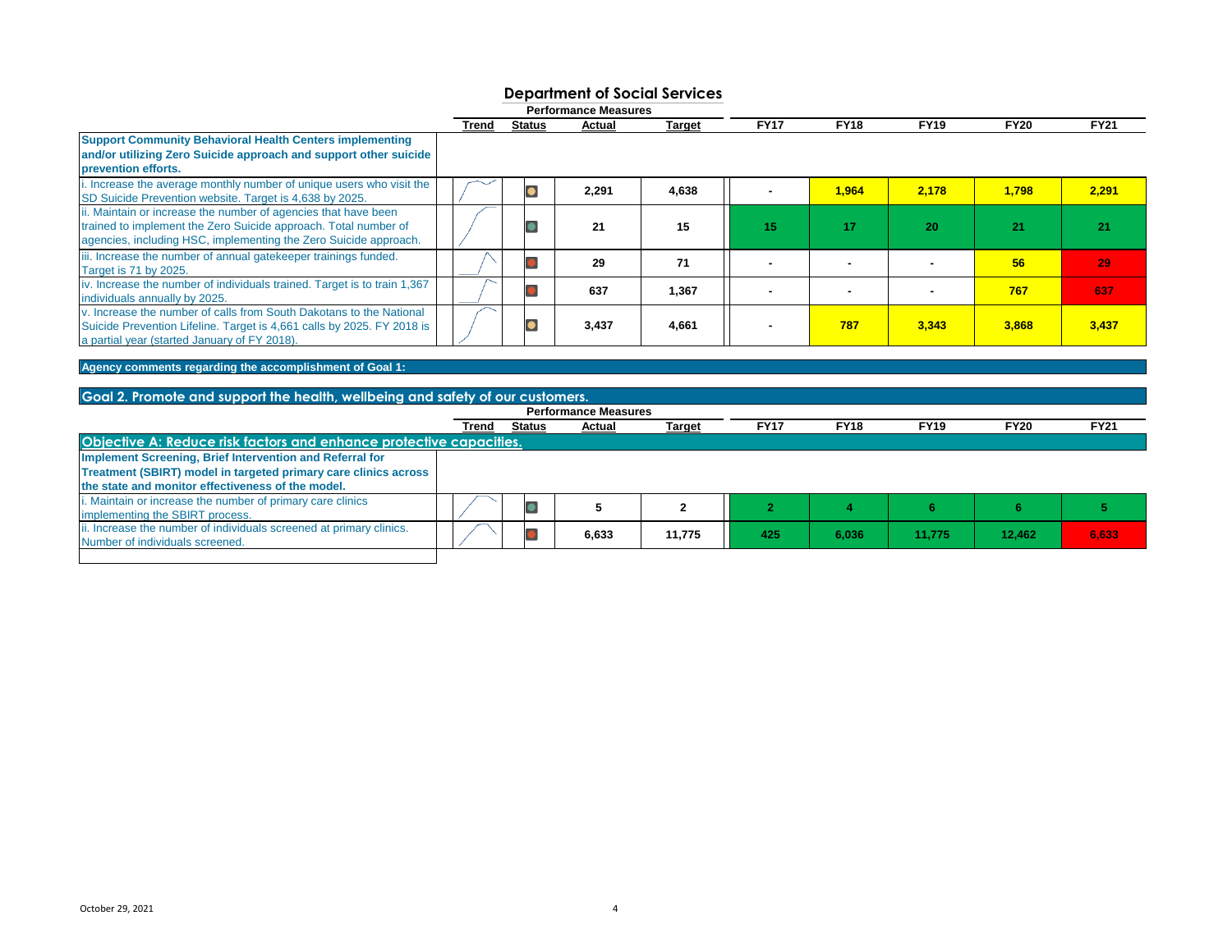# Department of Social Services

| | Trend | Status | Actual | Target | FY17 | FY18 | FY19 | FY20 | FY21 |
|---|---|---|---|---|---|---|---|---|---|
| **Support Community Behavioral Health Centers implementing and/or utilizing Zero Suicide approach and support other suicide prevention efforts.** | | | | | | | | | |
| i. Increase the average monthly number of unique users who visit the SD Suicide Prevention website. Target is 4,638 by 2025. | | | 2,291 | 4,638 | - | 1,964 | 2,178 | 1,798 | 2,291 |
| ii. Maintain or increase the number of agencies that have been trained to implement the Zero Suicide approach. Total number of agencies, including HSC, implementing the Zero Suicide approach. | | | 21 | 15 | 15 | 17 | 20 | 21 | 21 |
| iii. Increase the number of annual gatekeeper trainings funded. Target is 71 by 2025. | | | 29 | 71 | - | - | - | 56 | 29 |
| iv. Increase the number of individuals trained. Target is to train 1,367 individuals annually by 2025. | | | 637 | 1,367 | - | - | - | 767 | 637 |
| v. Increase the number of calls from South Dakotans to the National Suicide Prevention Lifeline. Target is 4,661 calls by 2025. FY 2018 is a partial year (started January of FY 2018). | | | 3,437 | 4,661 | - | 787 | 3,343 | 3,868 | 3,437 |

**Agency comments regarding the accomplishment of Goal 1:**

## Goal 2. Promote and support the health, wellbeing and safety of our customers.

### Objective A: Reduce risk factors and enhance protective capacities.

| | Trend | Status | Actual | Target | FY17 | FY18 | FY19 | FY20 | FY21 |
|---|---|---|---|---|---|---|---|---|---|
| **Implement Screening, Brief Intervention and Referral for Treatment (SBIRT) model in targeted primary care clinics across the state and monitor effectiveness of the model.** | | | | | | | | | |
| i. Maintain or increase the number of primary care clinics implementing the SBIRT process. | | | 5 | 2 | 2 | 4 | 6 | 6 | 5 |
| ii. Increase the number of individuals screened at primary clinics. Number of individuals screened. | | | 6,633 | 11,775 | 425 | 6,036 | 11,775 | 12,462 | 6,633 |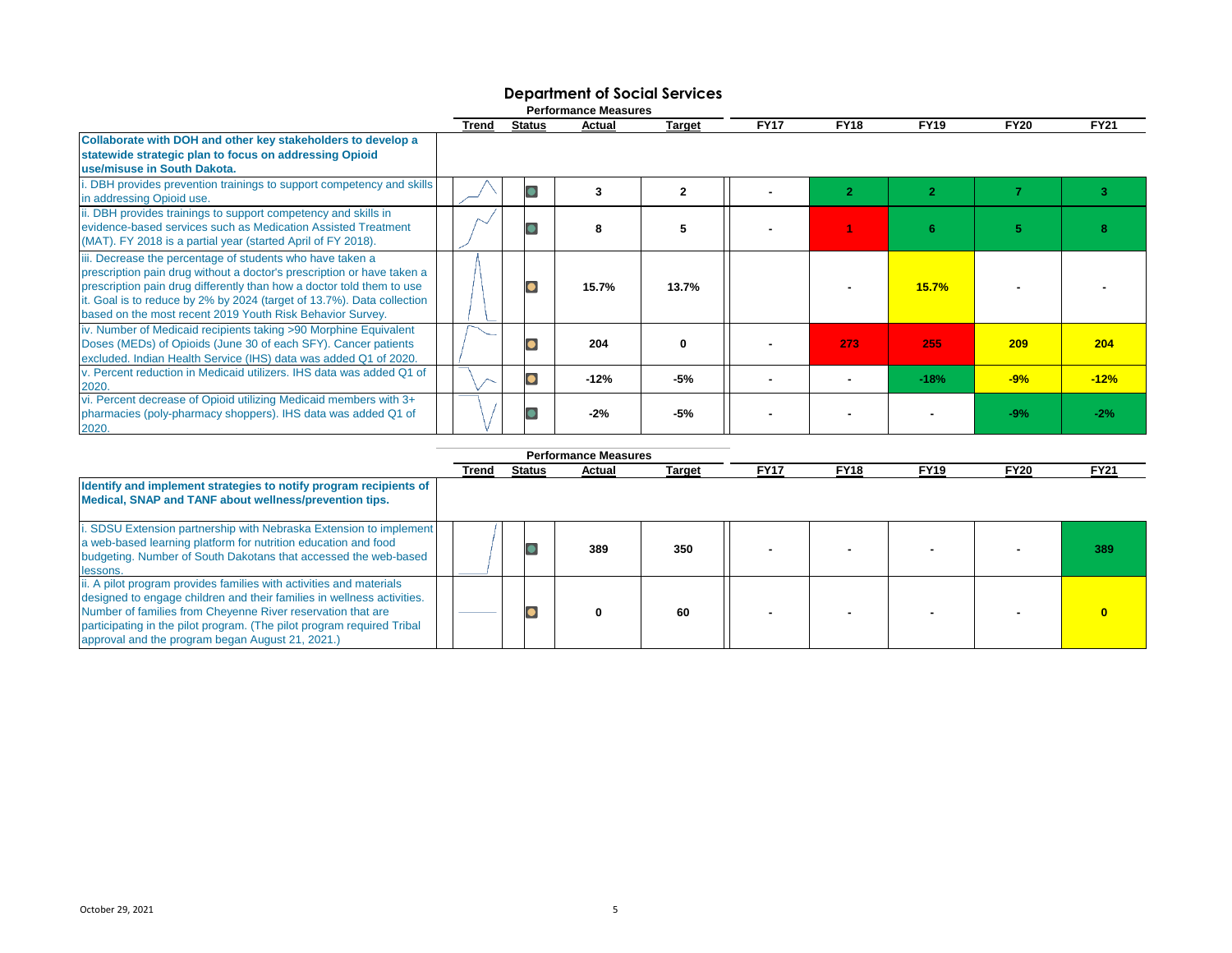# Department of Social Services

| | Trend | Status | Actual | Target | FY17 | FY18 | FY19 | FY20 | FY21 |
|---|---|---|---|---|---|---|---|---|---|
| **Collaborate with DOH and other key stakeholders to develop a statewide strategic plan to focus on addressing Opioid use/misuse in South Dakota.** | | | | | | | | | |
| i. DBH provides prevention trainings to support competency and skills in addressing Opioid use. | | | 3 | 2 | - | 2 | 2 | 7 | 3 |
| ii. DBH provides trainings to support competency and skills in evidence-based services such as Medication Assisted Treatment (MAT). FY 2018 is a partial year (started April of FY 2018). | | | 8 | 5 | - | 1 | 6 | 5 | 8 |
| iii. Decrease the percentage of students who have taken a prescription pain drug without a doctor's prescription or have taken a prescription pain drug differently than how a doctor told them to use it. Goal is to reduce by 2% by 2024 (target of 13.7%). Data collection based on the most recent 2019 Youth Risk Behavior Survey. | | | 15.7% | 13.7% | | - | 15.7% | - | - |
| iv. Number of Medicaid recipients taking >90 Morphine Equivalent Doses (MEDs) of Opioids (June 30 of each SFY). Cancer patients excluded. Indian Health Service (IHS) data was added Q1 of 2020. | | | 204 | 0 | - | 273 | 255 | 209 | 204 |
| v. Percent reduction in Medicaid utilizers. IHS data was added Q1 of 2020. | | | -12% | -5% | - | - | -18% | -9% | -12% |
| vi. Percent decrease of Opioid utilizing Medicaid members with 3+ pharmacies (poly-pharmacy shoppers). IHS data was added Q1 of 2020. | | | -2% | -5% | - | - | - | -9% | -2% |

| | Trend | Status | Actual | Target | FY17 | FY18 | FY19 | FY20 | FY21 |
|---|---|---|---|---|---|---|---|---|---|
| **Identify and implement strategies to notify program recipients of Medical, SNAP and TANF about wellness/prevention tips.** | | | | | | | | | |
| i. SDSU Extension partnership with Nebraska Extension to implement a web-based learning platform for nutrition education and food budgeting. Number of South Dakotans that accessed the web-based lessons. | | | 389 | 350 | - | - | - | - | 389 |
| ii. A pilot program provides families with activities and materials designed to engage children and their families in wellness activities. Number of families from Cheyenne River reservation that are participating in the pilot program. (The pilot program required Tribal approval and the program began August 21, 2021.) | | | 0 | 60 | - | - | - | - | 0 |

October 29, 2021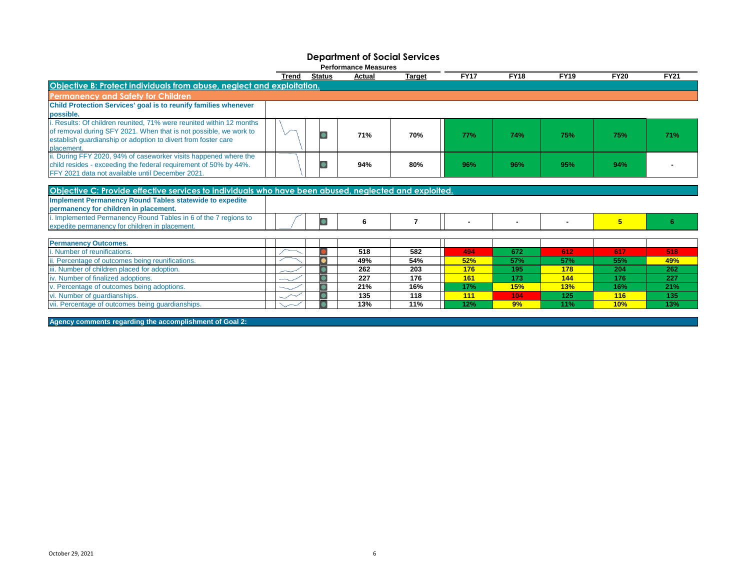# Department of Social Services

**Performance Measures**

| | Trend | Status | Actual | Target | FY17 | FY18 | FY19 | FY20 | FY21 |
|---|---|---|---|---|---|---|---|---|---|
| **Objective B: Protect individuals from abuse, neglect and exploitation.** | | | | | | | | | |
| **Permanency and Safety for Children** | | | | | | | | | |
| **Child Protection Services' goal is to reunify families whenever possible.** | | | | | | | | | |
| i. Results: Of children reunited, 71% were reunited within 12 months of removal during SFY 2021. When that is not possible, we work to establish guardianship or adoption to divert from foster care placement. | | | 71% | 70% | 77% | 74% | 75% | 75% | 71% |
| ii. During FFY 2020, 94% of caseworker visits happened where the child resides - exceeding the federal requirement of 50% by 44%. FFY 2021 data not available until December 2021. | | | 94% | 80% | 96% | 96% | 95% | 94% | - |
| **Objective C: Provide effective services to individuals who have been abused, neglected and exploited.** | | | | | | | | | |
| **Implement Permanency Round Tables statewide to expedite permanency for children in placement.** | | | | | | | | | |
| i. Implemented Permanency Round Tables in 6 of the 7 regions to expedite permanency for children in placement. | | | 6 | 7 | - | - | - | 5 | 6 |
| **Permanency Outcomes.** | | | | | | | | | |
| i. Number of reunifications. | | | 518 | 582 | 494 | 672 | 612 | 617 | 518 |
| ii. Percentage of outcomes being reunifications. | | | 49% | 54% | 52% | 57% | 57% | 55% | 49% |
| iii. Number of children placed for adoption. | | | 262 | 203 | 176 | 195 | 178 | 204 | 262 |
| iv. Number of finalized adoptions. | | | 227 | 176 | 161 | 173 | 144 | 176 | 227 |
| v. Percentage of outcomes being adoptions. | | | 21% | 16% | 17% | 15% | 13% | 16% | 21% |
| vi. Number of guardianships. | | | 135 | 118 | 111 | 104 | 125 | 116 | 135 |
| vii. Percentage of outcomes being guardianships. | | | 13% | 11% | 12% | 9% | 11% | 10% | 13% |

**Agency comments regarding the accomplishment of Goal 2:**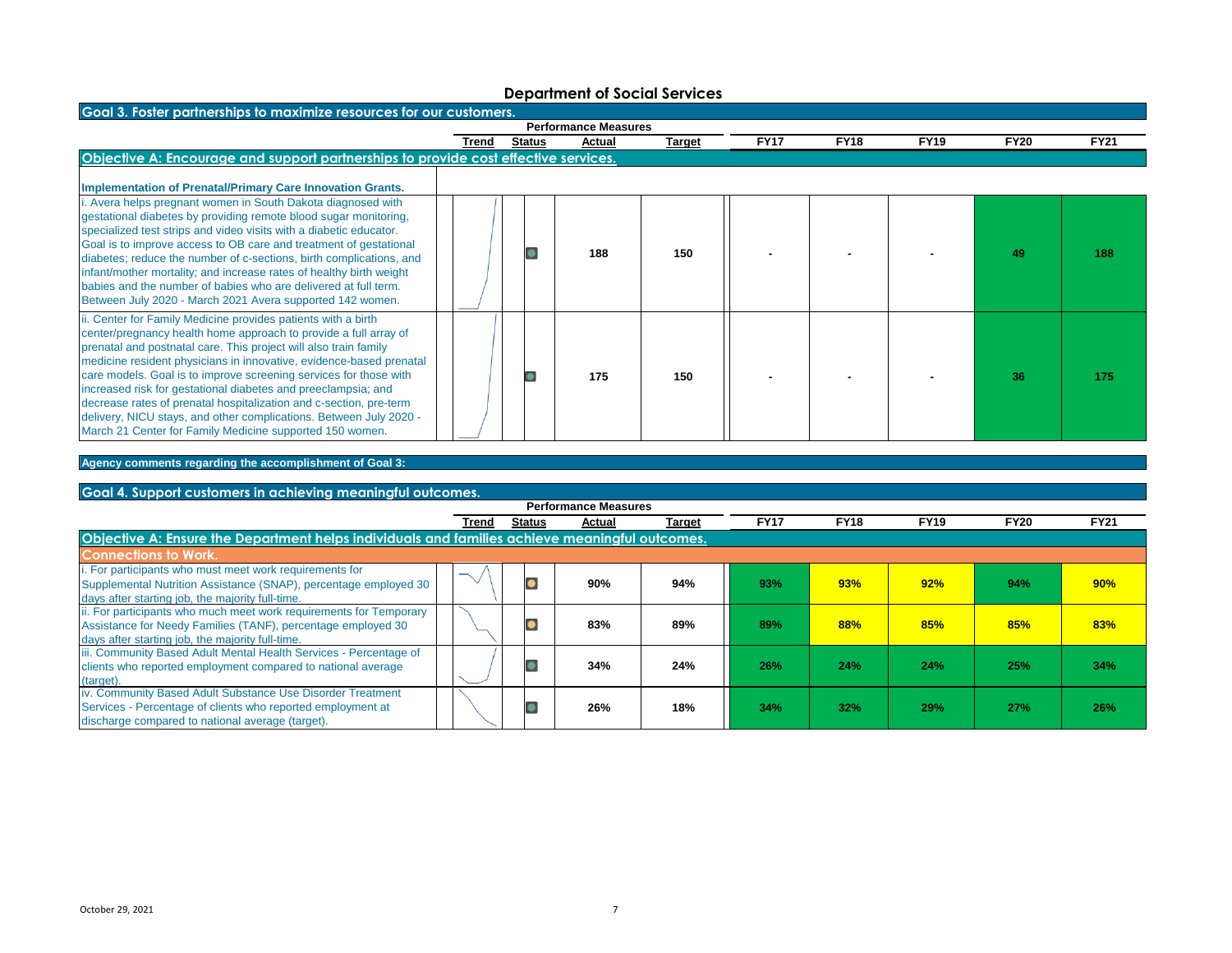# Department of Social Services

## Goal 3. Foster partnerships to maximize resources for our customers.

| | Trend | Status | Actual | Target | FY17 | FY18 | FY19 | FY20 | FY21 |
|---|---|---|---|---|---|---|---|---|---|
| **Objective A: Encourage and support partnerships to provide cost effective services.** | | | | | | | | | |
| **Implementation of Prenatal/Primary Care Innovation Grants.** | | | | | | | | | |
| i. Avera helps pregnant women in South Dakota diagnosed with gestational diabetes by providing remote blood sugar monitoring, specialized test strips and video visits with a diabetic educator. Goal is to improve access to OB care and treatment of gestational diabetes; reduce the number of c-sections, birth complications, and infant/mother mortality; and increase rates of healthy birth weight babies and the number of babies who are delivered at full term. Between July 2020 - March 2021 Avera supported 142 women. | | | 188 | 150 | - | - | - | 49 | 188 |
| ii. Center for Family Medicine provides patients with a birth center/pregnancy health home approach to provide a full array of prenatal and postnatal care. This project will also train family medicine resident physicians in innovative, evidence-based prenatal care models. Goal is to improve screening services for those with increased risk for gestational diabetes and preeclampsia; and decrease rates of prenatal hospitalization and c-section, pre-term delivery, NICU stays, and other complications. Between July 2020 - March 21 Center for Family Medicine supported 150 women. | | | 175 | 150 | - | - | - | 36 | 175 |

**Agency comments regarding the accomplishment of Goal 3:**

## Goal 4. Support customers in achieving meaningful outcomes.

| | Trend | Status | Actual | Target | FY17 | FY18 | FY19 | FY20 | FY21 |
|---|---|---|---|---|---|---|---|---|---|
| **Objective A: Ensure the Department helps individuals and families achieve meaningful outcomes.** | | | | | | | | | |
| **Connections to Work.** | | | | | | | | | |
| i. For participants who must meet work requirements for Supplemental Nutrition Assistance (SNAP), percentage employed 30 days after starting job, the majority full-time. | | | 90% | 94% | 93% | 93% | 92% | 94% | 90% |
| ii. For participants who much meet work requirements for Temporary Assistance for Needy Families (TANF), percentage employed 30 days after starting job, the majority full-time. | | | 83% | 89% | 89% | 88% | 85% | 85% | 83% |
| iii. Community Based Adult Mental Health Services - Percentage of clients who reported employment compared to national average (target). | | | 34% | 24% | 26% | 24% | 24% | 25% | 34% |
| iv. Community Based Adult Substance Use Disorder Treatment Services - Percentage of clients who reported employment at discharge compared to national average (target). | | | 26% | 18% | 34% | 32% | 29% | 27% | 26% |

October 29, 2021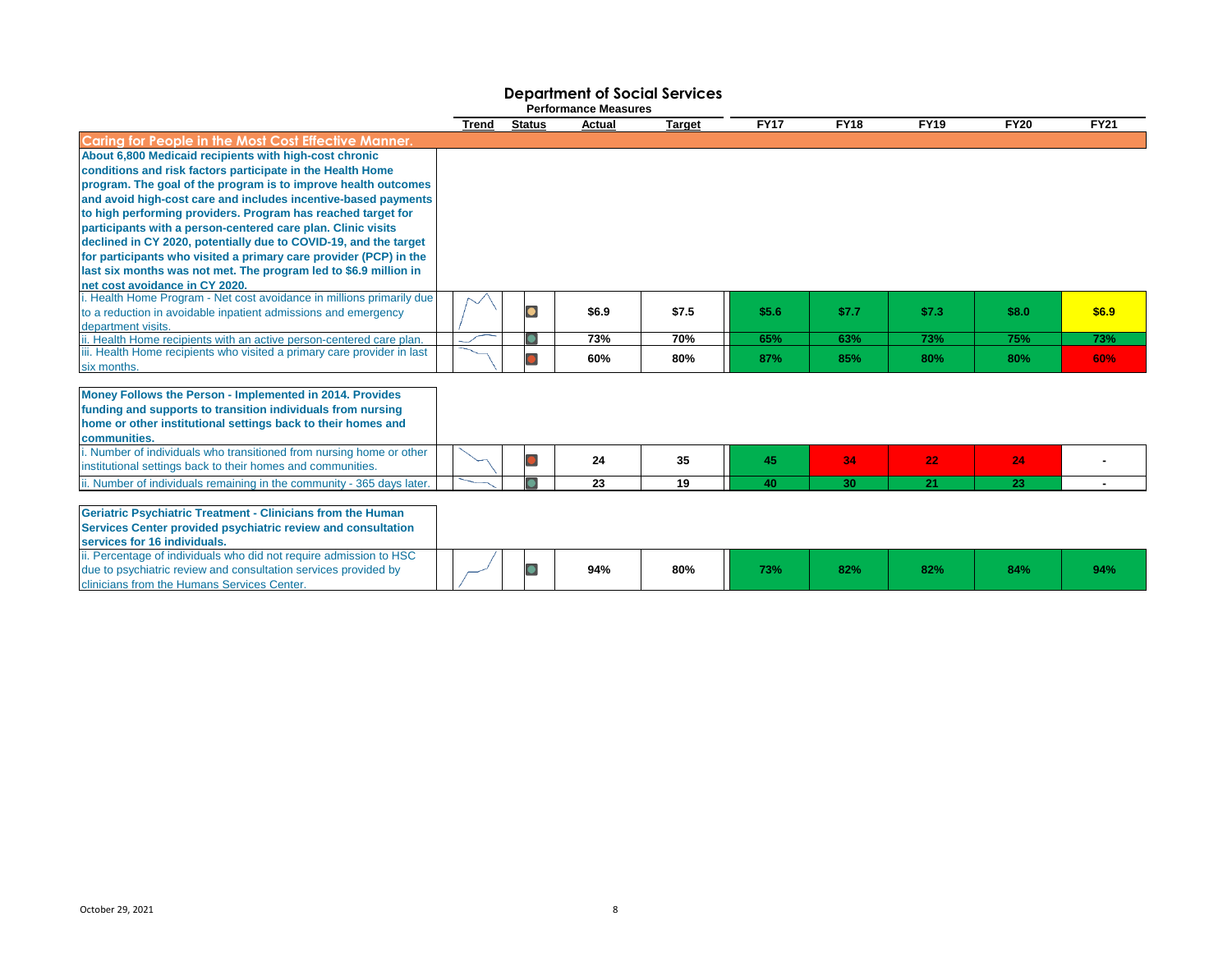# Department of Social Services

**Performance Measures**

| | Trend | Status | Actual | Target | FY17 | FY18 | FY19 | FY20 | FY21 |
|---|---|---|---|---|---|---|---|---|---|
| **Caring for People in the Most Cost Effective Manner.** | | | | | | | | | |
| **About 6,800 Medicaid recipients with high-cost chronic conditions and risk factors participate in the Health Home program. The goal of the program is to improve health outcomes and avoid high-cost care and includes incentive-based payments to high performing providers. Program has reached target for participants with a person-centered care plan. Clinic visits declined in CY 2020, potentially due to COVID-19, and the target for participants who visited a primary care provider (PCP) in the last six months was not met. The program led to $6.9 million in net cost avoidance in CY 2020.** | | | | | | | | | |
| i. Health Home Program - Net cost avoidance in millions primarily due to a reduction in avoidable inpatient admissions and emergency department visits. | | | $6.9 | $7.5 | $5.6 | $7.7 | $7.3 | $8.0 | $6.9 |
| ii. Health Home recipients with an active person-centered care plan. | | | 73% | 70% | 65% | 63% | 73% | 75% | 73% |
| iii. Health Home recipients who visited a primary care provider in last six months. | | | 60% | 80% | 87% | 85% | 80% | 80% | 60% |
| **Money Follows the Person - Implemented in 2014. Provides funding and supports to transition individuals from nursing home or other institutional settings back to their homes and communities.** | | | | | | | | | |
| i. Number of individuals who transitioned from nursing home or other institutional settings back to their homes and communities. | | | 24 | 35 | 45 | 34 | 22 | 24 | - |
| ii. Number of individuals remaining in the community - 365 days later. | | | 23 | 19 | 40 | 30 | 21 | 23 | - |
| **Geriatric Psychiatric Treatment - Clinicians from the Human Services Center provided psychiatric review and consultation services for 16 individuals.** | | | | | | | | | |
| ii. Percentage of individuals who did not require admission to HSC due to psychiatric review and consultation services provided by clinicians from the Humans Services Center. | | | 94% | 80% | 73% | 82% | 82% | 84% | 94% |

October 29, 2021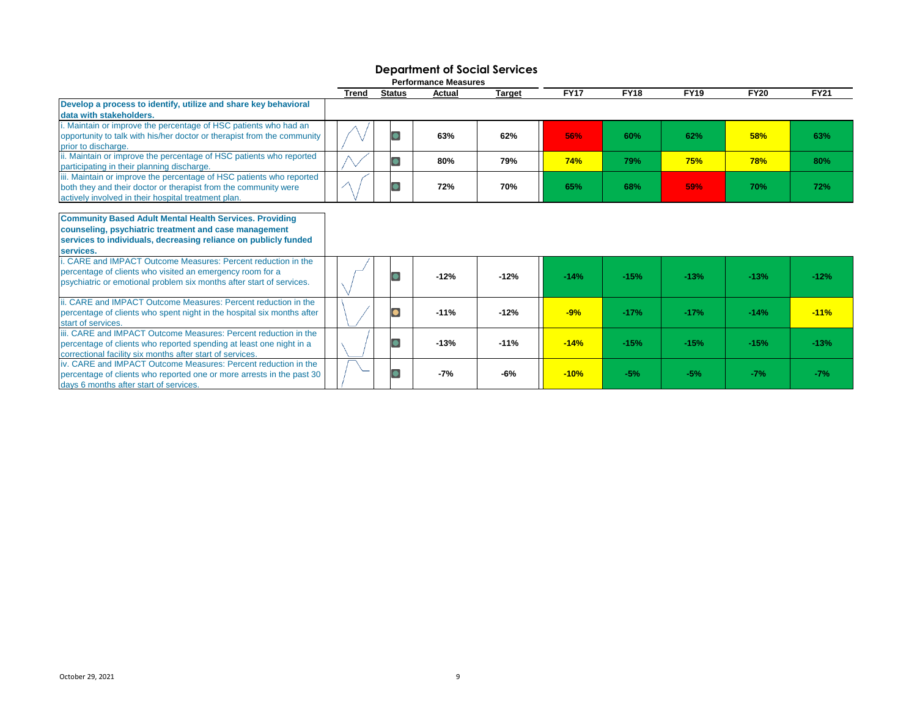# Department of Social Services

**Performance Measures**

| | Trend | Status | Actual | Target | FY17 | FY18 | FY19 | FY20 | FY21 |
|---|---|---|---|---|---|---|---|---|---|
| **Develop a process to identify, utilize and share key behavioral data with stakeholders.** | | | | | | | | | |
| i. Maintain or improve the percentage of HSC patients who had an opportunity to talk with his/her doctor or therapist from the community prior to discharge. | | | 63% | 62% | 56% | 60% | 62% | 58% | 63% |
| ii. Maintain or improve the percentage of HSC patients who reported participating in their planning discharge. | | | 80% | 79% | 74% | 79% | 75% | 78% | 80% |
| iii. Maintain or improve the percentage of HSC patients who reported both they and their doctor or therapist from the community were actively involved in their hospital treatment plan. | | | 72% | 70% | 65% | 68% | 59% | 70% | 72% |
| **Community Based Adult Mental Health Services. Providing counseling, psychiatric treatment and case management services to individuals, decreasing reliance on publicly funded services.** | | | | | | | | | |
| i. CARE and IMPACT Outcome Measures: Percent reduction in the percentage of clients who visited an emergency room for a psychiatric or emotional problem six months after start of services. | | | -12% | -12% | -14% | -15% | -13% | -13% | -12% |
| ii. CARE and IMPACT Outcome Measures: Percent reduction in the percentage of clients who spent night in the hospital six months after start of services. | | | -11% | -12% | -9% | -17% | -17% | -14% | -11% |
| iii. CARE and IMPACT Outcome Measures: Percent reduction in the percentage of clients who reported spending at least one night in a correctional facility six months after start of services. | | | -13% | -11% | -14% | -15% | -15% | -15% | -13% |
| iv. CARE and IMPACT Outcome Measures: Percent reduction in the percentage of clients who reported one or more arrests in the past 30 days 6 months after start of services. | | | -7% | -6% | -10% | -5% | -5% | -7% | -7% |

October 29, 2021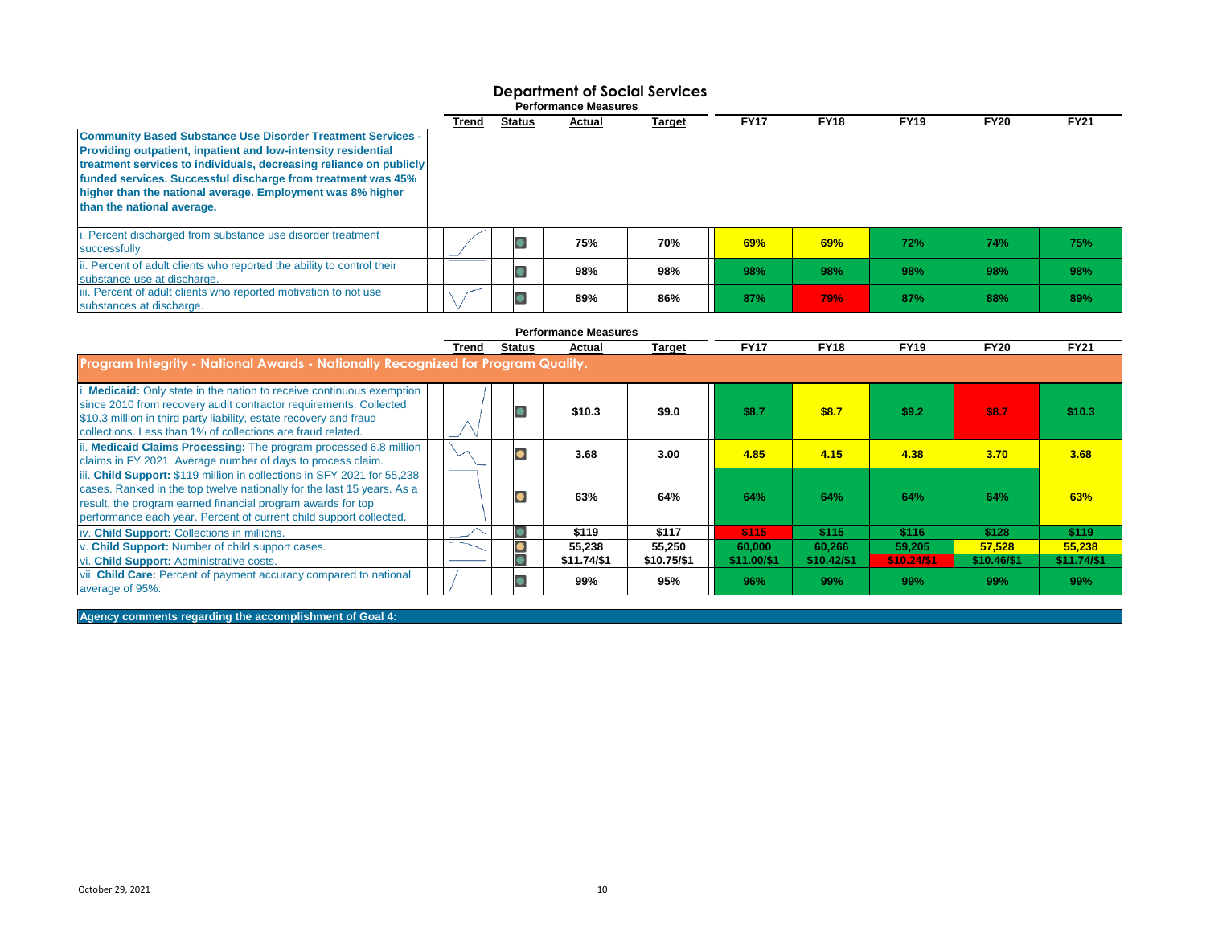# Department of Social Services

## Performance Measures

| | Trend | Status | Actual | Target | FY17 | FY18 | FY19 | FY20 | FY21 |
|---|---|---|---|---|---|---|---|---|---|
| **Community Based Substance Use Disorder Treatment Services - Providing outpatient, inpatient and low-intensity residential treatment services to individuals, decreasing reliance on publicly funded services. Successful discharge from treatment was 45% higher than the national average. Employment was 8% higher than the national average.** | | | | | | | | | |
| i. Percent discharged from substance use disorder treatment successfully. | | | 75% | 70% | 69% | 69% | 72% | 74% | 75% |
| ii. Percent of adult clients who reported the ability to control their substance use at discharge. | | | 98% | 98% | 98% | 98% | 98% | 98% | 98% |
| iii. Percent of adult clients who reported motivation to not use substances at discharge. | | | 89% | 86% | 87% | 79% | 87% | 88% | 89% |

## Performance Measures

| | Trend | Status | Actual | Target | FY17 | FY18 | FY19 | FY20 | FY21 |
|---|---|---|---|---|---|---|---|---|---|
| **Program Integrity - National Awards - Nationally Recognized for Program Quality.** | | | | | | | | | |
| i. **Medicaid:** Only state in the nation to receive continuous exemption since 2010 from recovery audit contractor requirements. Collected $10.3 million in third party liability, estate recovery and fraud collections. Less than 1% of collections are fraud related. | | | $10.3 | $9.0 | $8.7 | $8.7 | $9.2 | $8.7 | $10.3 |
| ii. **Medicaid Claims Processing:** The program processed 6.8 million claims in FY 2021. Average number of days to process claim. | | | 3.68 | 3.00 | 4.85 | 4.15 | 4.38 | 3.70 | 3.68 |
| iii. **Child Support:** $119 million in collections in SFY 2021 for 55,238 cases. Ranked in the top twelve nationally for the last 15 years. As a result, the program earned financial program awards for top performance each year. Percent of current child support collected. | | | 63% | 64% | 64% | 64% | 64% | 64% | 63% |
| iv. **Child Support:** Collections in millions. | | | $119 | $117 | $115 | $115 | $116 | $128 | $119 |
| v. **Child Support:** Number of child support cases. | | | 55,238 | 55,250 | 60,000 | 60,266 | 59,205 | 57,528 | 55,238 |
| vi. **Child Support:** Administrative costs. | | | $11.74/$1 | $10.75/$1 | $11.00/$1 | $10.42/$1 | $10.24/$1 | $10.46/$1 | $11.74/$1 |
| vii. **Child Care:** Percent of payment accuracy compared to national average of 95%. | | | 99% | 95% | 96% | 99% | 99% | 99% | 99% |

**Agency comments regarding the accomplishment of Goal 4:**

October 29, 2021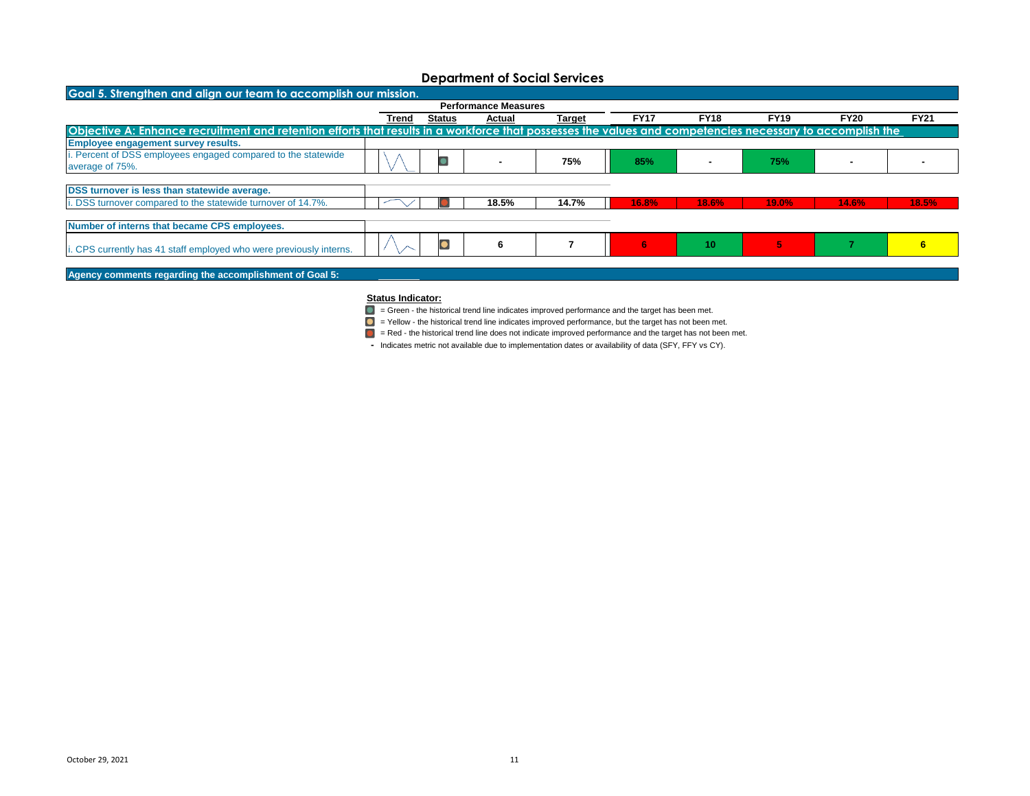# Department of Social Services

## Goal 5. Strengthen and align our team to accomplish our mission.

| | Trend | Status | Actual | Target | FY17 | FY18 | FY19 | FY20 | FY21 |
|---|---|---|---|---|---|---|---|---|---|
| **Objective A: Enhance recruitment and retention efforts that results in a workforce that possesses the values and competencies necessary to accomplish the** | | | | | | | | | |
| **Employee engagement survey results.** | | | | | | | | | |
| i. Percent of DSS employees engaged compared to the statewide average of 75%. | | Green | - | 75% | 85% | - | 75% | - | - |
| **DSS turnover is less than statewide average.** | | | | | | | | | |
| i. DSS turnover compared to the statewide turnover of 14.7%. | | Red | 18.5% | 14.7% | 16.8% | 18.6% | 19.0% | 14.6% | 18.5% |
| **Number of interns that became CPS employees.** | | | | | | | | | |
| i. CPS currently has 41 staff employed who were previously interns. | | Yellow | 6 | 7 | 6 | 10 | 5 | 7 | 6 |

**Agency comments regarding the accomplishment of Goal 5:**

**Status Indicator:**

- = Green - the historical trend line indicates improved performance and the target has been met.
- = Yellow - the historical trend line indicates improved performance, but the target has not been met.
- = Red - the historical trend line does not indicate improved performance and the target has not been met.
- **-** Indicates metric not available due to implementation dates or availability of data (SFY, FFY vs CY).

October 29, 2021